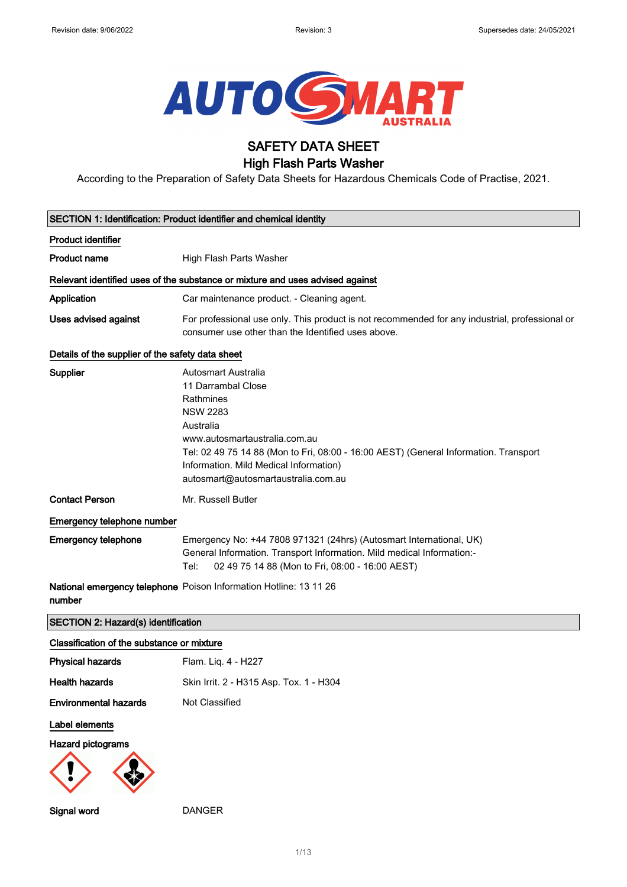# SAFETY DATA SHEET

## High Flash Parts Washer

According to the Preparation of Safety Data Sheets for Hazardous Chemicals Code of Practise, 2021.

### SECTION 1: Identification: Product identifier and chemical identity

**Product identifier**

**Product name** High Flash Parts Washer

**Relevant identified uses of the substance or mixture and uses advised against**

**Application** Car maintenance product. - Cleaning agent.

**Uses advised against** For professional use only. This product is not recommended for any industrial, professional or consumer use other than the Identified uses above.

**Details of the supplier of the safety data sheet**

**Supplier**
Autosmart Australia
11 Darrambal Close
Rathmines
NSW 2283
Australia
www.autosmartaustralia.com.au
Tel: 02 49 75 14 88 (Mon to Fri, 08:00 - 16:00 AEST) (General Information. Transport Information. Mild Medical Information)
autosmart@autosmartaustralia.com.au

**Contact Person** Mr. Russell Butler

**Emergency telephone number**

**Emergency telephone** Emergency No: +44 7808 971321 (24hrs) (Autosmart International, UK)
General Information. Transport Information. Mild medical Information:-
Tel: 02 49 75 14 88 (Mon to Fri, 08:00 - 16:00 AEST)

**National emergency telephone number** Poison Information Hotline: 13 11 26

### SECTION 2: Hazard(s) identification

**Classification of the substance or mixture**

**Physical hazards** Flam. Liq. 4 - H227

**Health hazards** Skin Irrit. 2 - H315 Asp. Tox. 1 - H304

**Environmental hazards** Not Classified

**Label elements**

**Hazard pictograms**

**Signal word** DANGER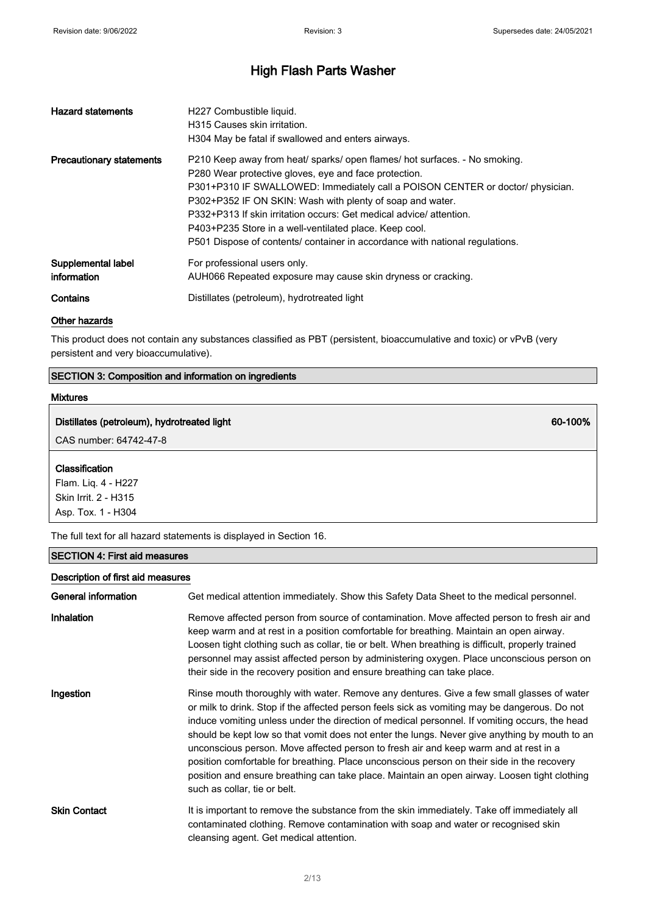| | |
|---|---|
| **Hazard statements** | H227 Combustible liquid.<br>H315 Causes skin irritation.<br>H304 May be fatal if swallowed and enters airways. |
| **Precautionary statements** | P210 Keep away from heat/ sparks/ open flames/ hot surfaces. - No smoking.<br>P280 Wear protective gloves, eye and face protection.<br>P301+P310 IF SWALLOWED: Immediately call a POISON CENTER or doctor/ physician.<br>P302+P352 IF ON SKIN: Wash with plenty of soap and water.<br>P332+P313 If skin irritation occurs: Get medical advice/ attention.<br>P403+P235 Store in a well-ventilated place. Keep cool.<br>P501 Dispose of contents/ container in accordance with national regulations. |
| **Supplemental label information** | For professional users only.<br>AUH066 Repeated exposure may cause skin dryness or cracking. |
| **Contains** | Distillates (petroleum), hydrotreated light |

### Other hazards

This product does not contain any substances classified as PBT (persistent, bioaccumulative and toxic) or vPvB (very persistent and very bioaccumulative).

## SECTION 3: Composition and information on ingredients

### Mixtures

**Distillates (petroleum), hydrotreated light** — **60-100%**

CAS number: 64742-47-8

**Classification**
Flam. Liq. 4 - H227
Skin Irrit. 2 - H315
Asp. Tox. 1 - H304

The full text for all hazard statements is displayed in Section 16.

## SECTION 4: First aid measures

### Description of first aid measures

| | |
|---|---|
| **General information** | Get medical attention immediately. Show this Safety Data Sheet to the medical personnel. |
| **Inhalation** | Remove affected person from source of contamination. Move affected person to fresh air and keep warm and at rest in a position comfortable for breathing. Maintain an open airway. Loosen tight clothing such as collar, tie or belt. When breathing is difficult, properly trained personnel may assist affected person by administering oxygen. Place unconscious person on their side in the recovery position and ensure breathing can take place. |
| **Ingestion** | Rinse mouth thoroughly with water. Remove any dentures. Give a few small glasses of water or milk to drink. Stop if the affected person feels sick as vomiting may be dangerous. Do not induce vomiting unless under the direction of medical personnel. If vomiting occurs, the head should be kept low so that vomit does not enter the lungs. Never give anything by mouth to an unconscious person. Move affected person to fresh air and keep warm and at rest in a position comfortable for breathing. Place unconscious person on their side in the recovery position and ensure breathing can take place. Maintain an open airway. Loosen tight clothing such as collar, tie or belt. |
| **Skin Contact** | It is important to remove the substance from the skin immediately. Take off immediately all contaminated clothing. Remove contamination with soap and water or recognised skin cleansing agent. Get medical attention. |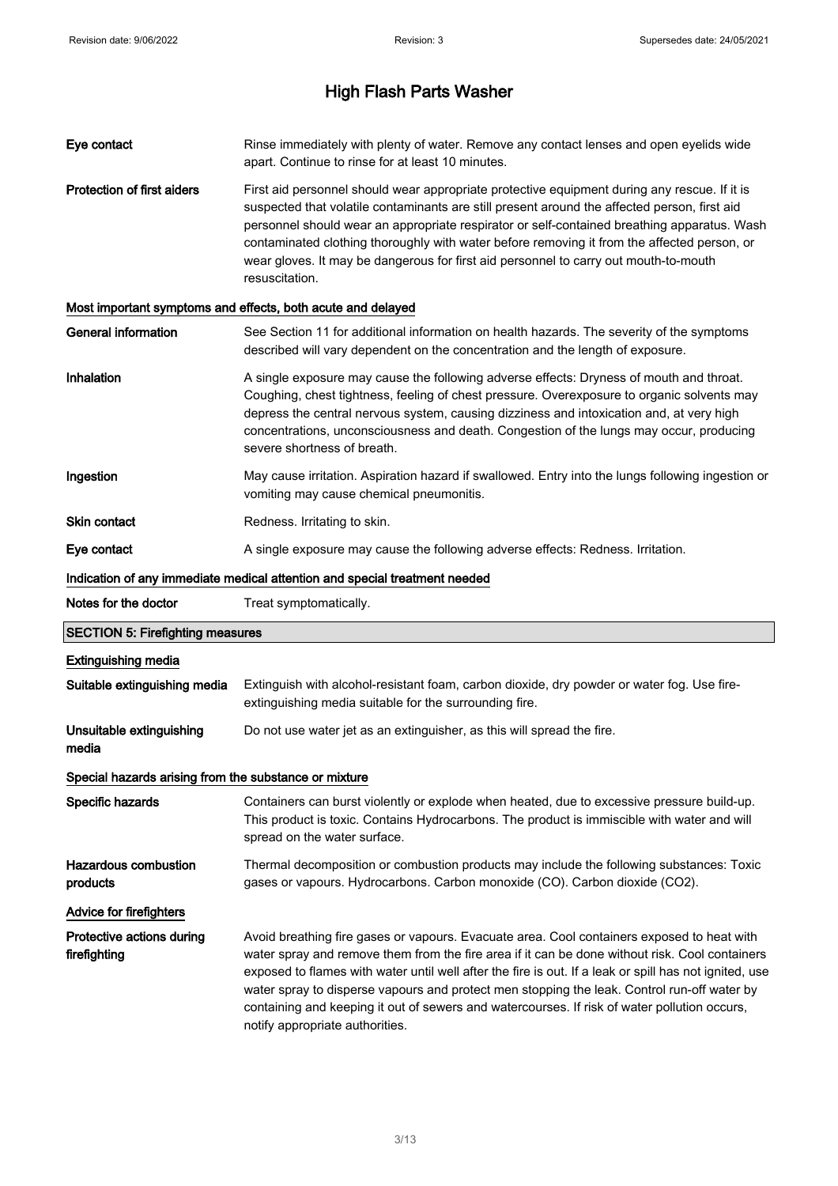**Eye contact** Rinse immediately with plenty of water. Remove any contact lenses and open eyelids wide apart. Continue to rinse for at least 10 minutes.

**Protection of first aiders** First aid personnel should wear appropriate protective equipment during any rescue. If it is suspected that volatile contaminants are still present around the affected person, first aid personnel should wear an appropriate respirator or self-contained breathing apparatus. Wash contaminated clothing thoroughly with water before removing it from the affected person, or wear gloves. It may be dangerous for first aid personnel to carry out mouth-to-mouth resuscitation.

### Most important symptoms and effects, both acute and delayed

**General information** See Section 11 for additional information on health hazards. The severity of the symptoms described will vary dependent on the concentration and the length of exposure.

**Inhalation** A single exposure may cause the following adverse effects: Dryness of mouth and throat. Coughing, chest tightness, feeling of chest pressure. Overexposure to organic solvents may depress the central nervous system, causing dizziness and intoxication and, at very high concentrations, unconsciousness and death. Congestion of the lungs may occur, producing severe shortness of breath.

**Ingestion** May cause irritation. Aspiration hazard if swallowed. Entry into the lungs following ingestion or vomiting may cause chemical pneumonitis.

**Skin contact** Redness. Irritating to skin.

**Eye contact** A single exposure may cause the following adverse effects: Redness. Irritation.

### Indication of any immediate medical attention and special treatment needed

**Notes for the doctor** Treat symptomatically.

## SECTION 5: Firefighting measures

### Extinguishing media

**Suitable extinguishing media** Extinguish with alcohol-resistant foam, carbon dioxide, dry powder or water fog. Use fire-extinguishing media suitable for the surrounding fire.

**Unsuitable extinguishing media** Do not use water jet as an extinguisher, as this will spread the fire.

### Special hazards arising from the substance or mixture

**Specific hazards** Containers can burst violently or explode when heated, due to excessive pressure build-up. This product is toxic. Contains Hydrocarbons. The product is immiscible with water and will spread on the water surface.

**Hazardous combustion products** Thermal decomposition or combustion products may include the following substances: Toxic gases or vapours. Hydrocarbons. Carbon monoxide (CO). Carbon dioxide ($CO_2$).

### Advice for firefighters

**Protective actions during firefighting** Avoid breathing fire gases or vapours. Evacuate area. Cool containers exposed to heat with water spray and remove them from the fire area if it can be done without risk. Cool containers exposed to flames with water until well after the fire is out. If a leak or spill has not ignited, use water spray to disperse vapours and protect men stopping the leak. Control run-off water by containing and keeping it out of sewers and watercourses. If risk of water pollution occurs, notify appropriate authorities.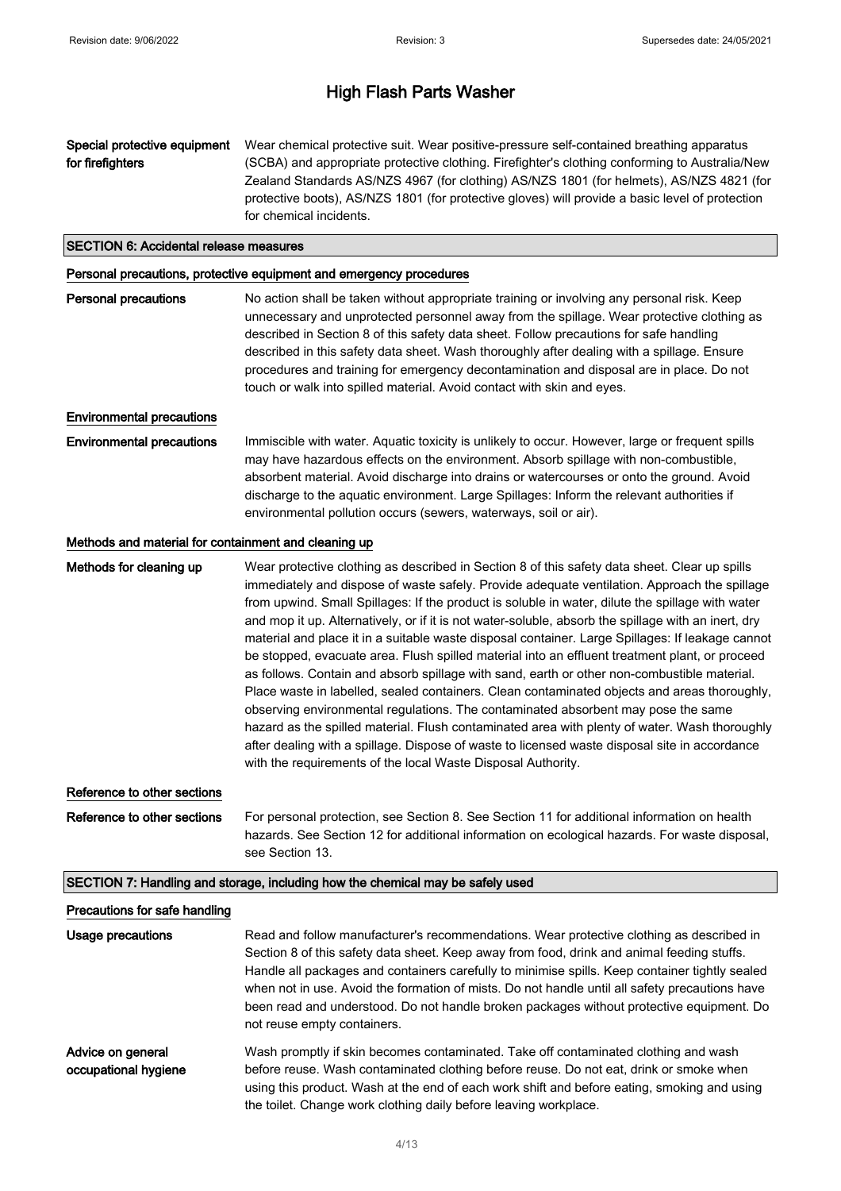| | |
|---|---|
| **Special protective equipment for firefighters** | Wear chemical protective suit. Wear positive-pressure self-contained breathing apparatus (SCBA) and appropriate protective clothing. Firefighter's clothing conforming to Australia/New Zealand Standards AS/NZS 4967 (for clothing) AS/NZS 1801 (for helmets), AS/NZS 4821 (for protective boots), AS/NZS 1801 (for protective gloves) will provide a basic level of protection for chemical incidents. |

## SECTION 6: Accidental release measures

### Personal precautions, protective equipment and emergency procedures

| | |
|---|---|
| **Personal precautions** | No action shall be taken without appropriate training or involving any personal risk. Keep unnecessary and unprotected personnel away from the spillage. Wear protective clothing as described in Section 8 of this safety data sheet. Follow precautions for safe handling described in this safety data sheet. Wash thoroughly after dealing with a spillage. Ensure procedures and training for emergency decontamination and disposal are in place. Do not touch or walk into spilled material. Avoid contact with skin and eyes. |

### Environmental precautions

| | |
|---|---|
| **Environmental precautions** | Immiscible with water. Aquatic toxicity is unlikely to occur. However, large or frequent spills may have hazardous effects on the environment. Absorb spillage with non-combustible, absorbent material. Avoid discharge into drains or watercourses or onto the ground. Avoid discharge to the aquatic environment. Large Spillages: Inform the relevant authorities if environmental pollution occurs (sewers, waterways, soil or air). |

### Methods and material for containment and cleaning up

| | |
|---|---|
| **Methods for cleaning up** | Wear protective clothing as described in Section 8 of this safety data sheet. Clear up spills immediately and dispose of waste safely. Provide adequate ventilation. Approach the spillage from upwind. Small Spillages: If the product is soluble in water, dilute the spillage with water and mop it up. Alternatively, or if it is not water-soluble, absorb the spillage with an inert, dry material and place it in a suitable waste disposal container. Large Spillages: If leakage cannot be stopped, evacuate area. Flush spilled material into an effluent treatment plant, or proceed as follows. Contain and absorb spillage with sand, earth or other non-combustible material. Place waste in labelled, sealed containers. Clean contaminated objects and areas thoroughly, observing environmental regulations. The contaminated absorbent may pose the same hazard as the spilled material. Flush contaminated area with plenty of water. Wash thoroughly after dealing with a spillage. Dispose of waste to licensed waste disposal site in accordance with the requirements of the local Waste Disposal Authority. |

### Reference to other sections

| | |
|---|---|
| **Reference to other sections** | For personal protection, see Section 8. See Section 11 for additional information on health hazards. See Section 12 for additional information on ecological hazards. For waste disposal, see Section 13. |

## SECTION 7: Handling and storage, including how the chemical may be safely used

### Precautions for safe handling

| | |
|---|---|
| **Usage precautions** | Read and follow manufacturer's recommendations. Wear protective clothing as described in Section 8 of this safety data sheet. Keep away from food, drink and animal feeding stuffs. Handle all packages and containers carefully to minimise spills. Keep container tightly sealed when not in use. Avoid the formation of mists. Do not handle until all safety precautions have been read and understood. Do not handle broken packages without protective equipment. Do not reuse empty containers. |
| **Advice on general occupational hygiene** | Wash promptly if skin becomes contaminated. Take off contaminated clothing and wash before reuse. Wash contaminated clothing before reuse. Do not eat, drink or smoke when using this product. Wash at the end of each work shift and before eating, smoking and using the toilet. Change work clothing daily before leaving workplace. |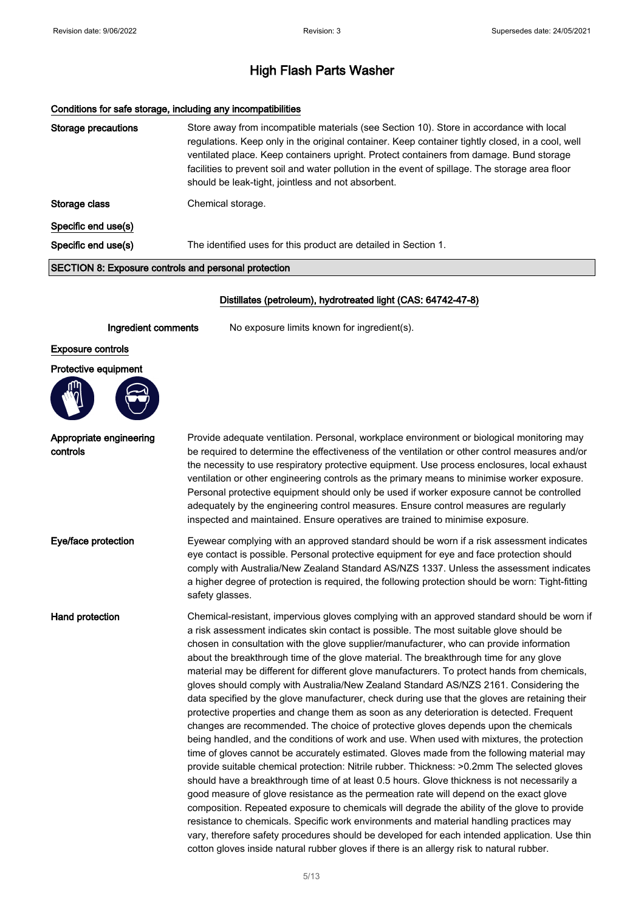# High Flash Parts Washer

### Conditions for safe storage, including any incompatibilities

**Storage precautions** Store away from incompatible materials (see Section 10). Store in accordance with local regulations. Keep only in the original container. Keep container tightly closed, in a cool, well ventilated place. Keep containers upright. Protect containers from damage. Bund storage facilities to prevent soil and water pollution in the event of spillage. The storage area floor should be leak-tight, jointless and not absorbent.

**Storage class** Chemical storage.

### Specific end use(s)

**Specific end use(s)** The identified uses for this product are detailed in Section 1.

## SECTION 8: Exposure controls and personal protection

### Distillates (petroleum), hydrotreated light (CAS: 64742-47-8)

**Ingredient comments** No exposure limits known for ingredient(s).

### Exposure controls

#### Protective equipment

**Appropriate engineering controls** Provide adequate ventilation. Personal, workplace environment or biological monitoring may be required to determine the effectiveness of the ventilation or other control measures and/or the necessity to use respiratory protective equipment. Use process enclosures, local exhaust ventilation or other engineering controls as the primary means to minimise worker exposure. Personal protective equipment should only be used if worker exposure cannot be controlled adequately by the engineering control measures. Ensure control measures are regularly inspected and maintained. Ensure operatives are trained to minimise exposure.

**Eye/face protection** Eyewear complying with an approved standard should be worn if a risk assessment indicates eye contact is possible. Personal protective equipment for eye and face protection should comply with Australia/New Zealand Standard AS/NZS 1337. Unless the assessment indicates a higher degree of protection is required, the following protection should be worn: Tight-fitting safety glasses.

**Hand protection** Chemical-resistant, impervious gloves complying with an approved standard should be worn if a risk assessment indicates skin contact is possible. The most suitable glove should be chosen in consultation with the glove supplier/manufacturer, who can provide information about the breakthrough time of the glove material. The breakthrough time for any glove material may be different for different glove manufacturers. To protect hands from chemicals, gloves should comply with Australia/New Zealand Standard AS/NZS 2161. Considering the data specified by the glove manufacturer, check during use that the gloves are retaining their protective properties and change them as soon as any deterioration is detected. Frequent changes are recommended. The choice of protective gloves depends upon the chemicals being handled, and the conditions of work and use. When used with mixtures, the protection time of gloves cannot be accurately estimated. Gloves made from the following material may provide suitable chemical protection: Nitrile rubber. Thickness: >0.2mm The selected gloves should have a breakthrough time of at least 0.5 hours. Glove thickness is not necessarily a good measure of glove resistance as the permeation rate will depend on the exact glove composition. Repeated exposure to chemicals will degrade the ability of the glove to provide resistance to chemicals. Specific work environments and material handling practices may vary, therefore safety procedures should be developed for each intended application. Use thin cotton gloves inside natural rubber gloves if there is an allergy risk to natural rubber.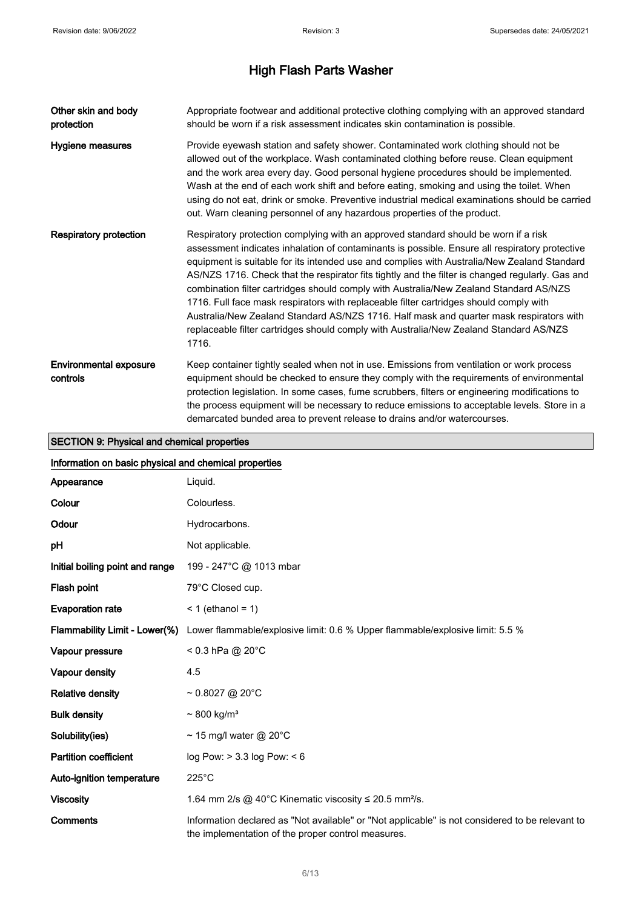# High Flash Parts Washer

| | |
|---|---|
| **Other skin and body protection** | Appropriate footwear and additional protective clothing complying with an approved standard should be worn if a risk assessment indicates skin contamination is possible. |
| **Hygiene measures** | Provide eyewash station and safety shower. Contaminated work clothing should not be allowed out of the workplace. Wash contaminated clothing before reuse. Clean equipment and the work area every day. Good personal hygiene procedures should be implemented. Wash at the end of each work shift and before eating, smoking and using the toilet. When using do not eat, drink or smoke. Preventive industrial medical examinations should be carried out. Warn cleaning personnel of any hazardous properties of the product. |
| **Respiratory protection** | Respiratory protection complying with an approved standard should be worn if a risk assessment indicates inhalation of contaminants is possible. Ensure all respiratory protective equipment is suitable for its intended use and complies with Australia/New Zealand Standard AS/NZS 1716. Check that the respirator fits tightly and the filter is changed regularly. Gas and combination filter cartridges should comply with Australia/New Zealand Standard AS/NZS 1716. Full face mask respirators with replaceable filter cartridges should comply with Australia/New Zealand Standard AS/NZS 1716. Half mask and quarter mask respirators with replaceable filter cartridges should comply with Australia/New Zealand Standard AS/NZS 1716. |
| **Environmental exposure controls** | Keep container tightly sealed when not in use. Emissions from ventilation or work process equipment should be checked to ensure they comply with the requirements of environmental protection legislation. In some cases, fume scrubbers, filters or engineering modifications to the process equipment will be necessary to reduce emissions to acceptable levels. Store in a demarcated bunded area to prevent release to drains and/or watercourses. |

## SECTION 9: Physical and chemical properties

### Information on basic physical and chemical properties

| | |
|---|---|
| **Appearance** | Liquid. |
| **Colour** | Colourless. |
| **Odour** | Hydrocarbons. |
| **pH** | Not applicable. |
| **Initial boiling point and range** | 199 - 247°C @ 1013 mbar |
| **Flash point** | 79°C Closed cup. |
| **Evaporation rate** | < 1 (ethanol = 1) |
| **Flammability Limit - Lower(%)** | Lower flammable/explosive limit: 0.6 % Upper flammable/explosive limit: 5.5 % |
| **Vapour pressure** | < 0.3 hPa @ 20°C |
| **Vapour density** | 4.5 |
| **Relative density** | ~ 0.8027 @ 20°C |
| **Bulk density** | ~ 800 kg/m³ |
| **Solubility(ies)** | ~ 15 mg/l water @ 20°C |
| **Partition coefficient** | log Pow: > 3.3 log Pow: < 6 |
| **Auto-ignition temperature** | 225°C |
| **Viscosity** | 1.64 mm 2/s @ 40°C Kinematic viscosity ≤ 20.5 mm²/s. |
| **Comments** | Information declared as "Not available" or "Not applicable" is not considered to be relevant to the implementation of the proper control measures. |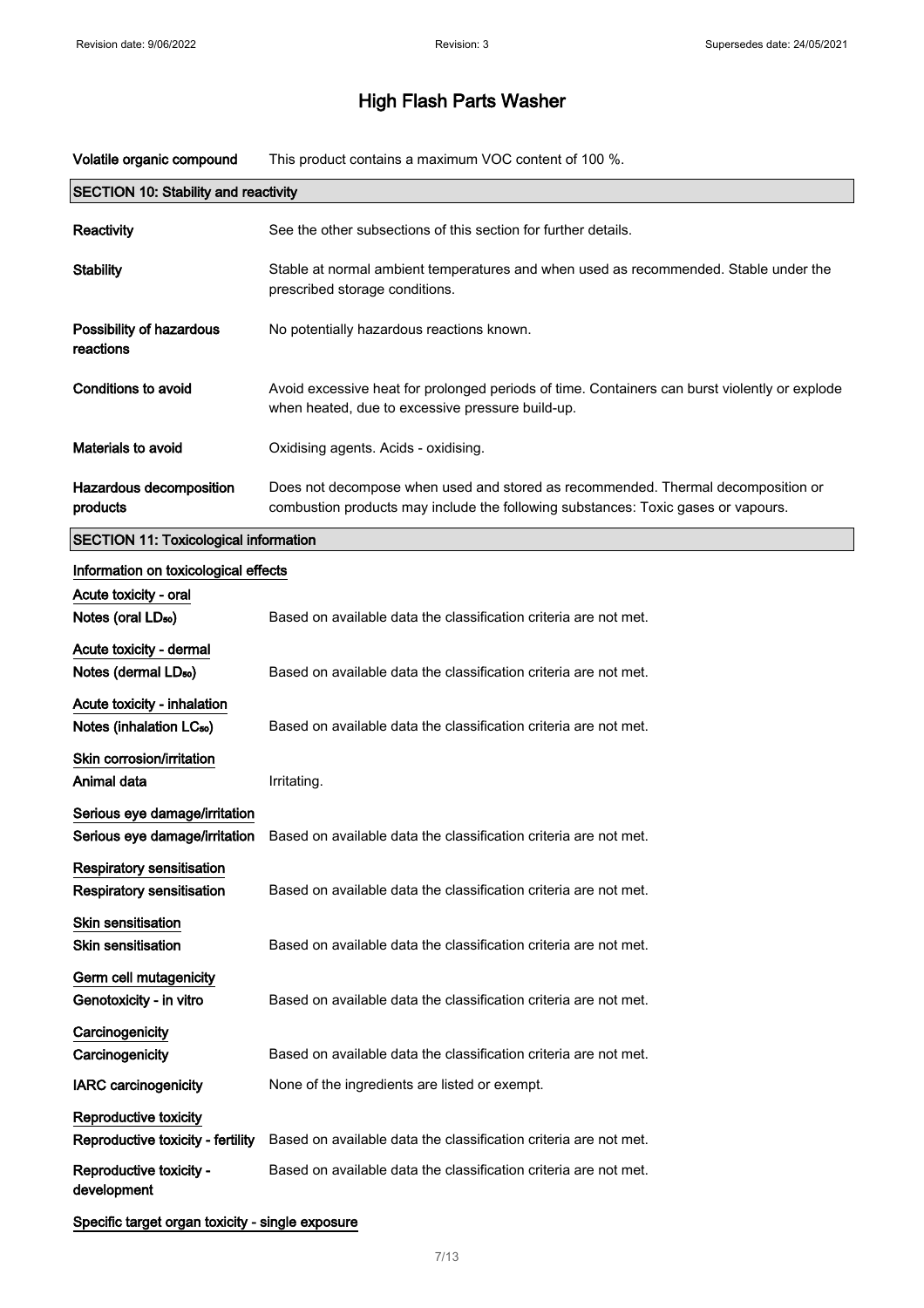| | |
|---|---|
| **Volatile organic compound** | This product contains a maximum VOC content of 100 %. |

## SECTION 10: Stability and reactivity

| | |
|---|---|
| **Reactivity** | See the other subsections of this section for further details. |
| **Stability** | Stable at normal ambient temperatures and when used as recommended. Stable under the prescribed storage conditions. |
| **Possibility of hazardous reactions** | No potentially hazardous reactions known. |
| **Conditions to avoid** | Avoid excessive heat for prolonged periods of time. Containers can burst violently or explode when heated, due to excessive pressure build-up. |
| **Materials to avoid** | Oxidising agents. Acids - oxidising. |
| **Hazardous decomposition products** | Does not decompose when used and stored as recommended. Thermal decomposition or combustion products may include the following substances: Toxic gases or vapours. |

## SECTION 11: Toxicological information

**Information on toxicological effects**

**Acute toxicity - oral**

| | |
|---|---|
| **Notes (oral $LD_{50}$)** | Based on available data the classification criteria are not met. |

**Acute toxicity - dermal**

| | |
|---|---|
| **Notes (dermal $LD_{50}$)** | Based on available data the classification criteria are not met. |

**Acute toxicity - inhalation**

| | |
|---|---|
| **Notes (inhalation $LC_{50}$)** | Based on available data the classification criteria are not met. |

**Skin corrosion/irritation**

| | |
|---|---|
| **Animal data** | Irritating. |

**Serious eye damage/irritation**

| | |
|---|---|
| **Serious eye damage/irritation** | Based on available data the classification criteria are not met. |

**Respiratory sensitisation**

| | |
|---|---|
| **Respiratory sensitisation** | Based on available data the classification criteria are not met. |

**Skin sensitisation**

| | |
|---|---|
| **Skin sensitisation** | Based on available data the classification criteria are not met. |

**Germ cell mutagenicity**

| | |
|---|---|
| **Genotoxicity - in vitro** | Based on available data the classification criteria are not met. |

**Carcinogenicity**

| | |
|---|---|
| **Carcinogenicity** | Based on available data the classification criteria are not met. |
| **IARC carcinogenicity** | None of the ingredients are listed or exempt. |

**Reproductive toxicity**

| | |
|---|---|
| **Reproductive toxicity - fertility** | Based on available data the classification criteria are not met. |
| **Reproductive toxicity - development** | Based on available data the classification criteria are not met. |

**Specific target organ toxicity - single exposure**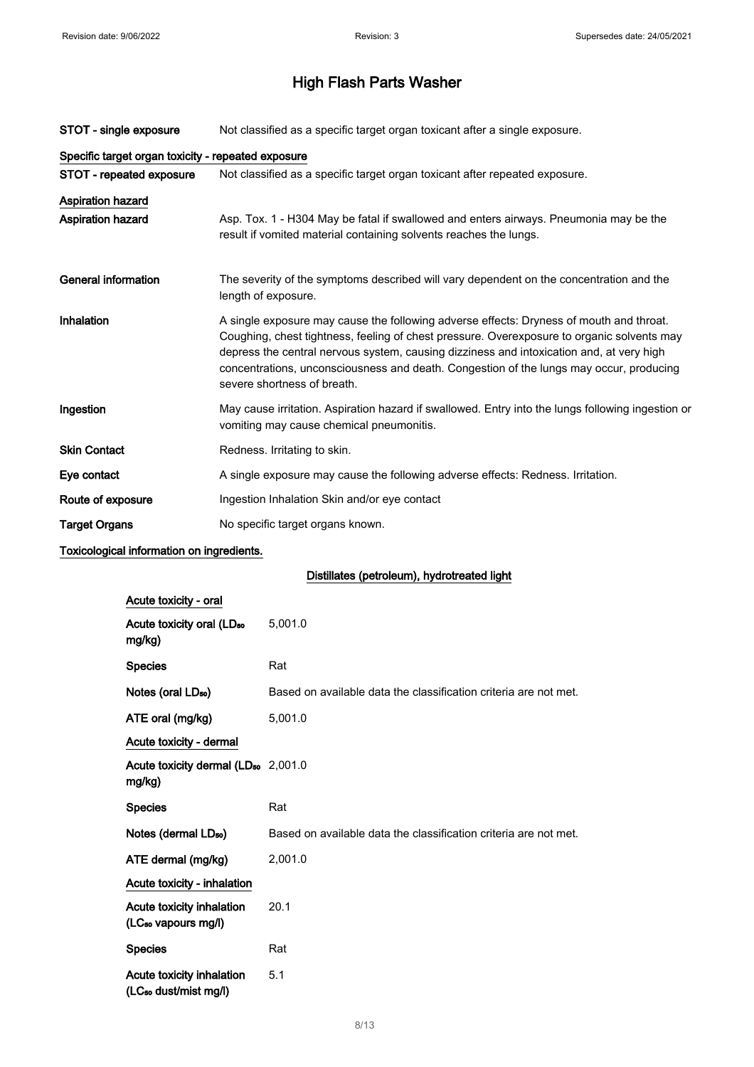| | |
|---|---|
| **STOT - single exposure** | Not classified as a specific target organ toxicant after a single exposure. |

**Specific target organ toxicity - repeated exposure**

| | |
|---|---|
| **STOT - repeated exposure** | Not classified as a specific target organ toxicant after repeated exposure. |

**Aspiration hazard**

| | |
|---|---|
| **Aspiration hazard** | Asp. Tox. 1 - H304 May be fatal if swallowed and enters airways. Pneumonia may be the result if vomited material containing solvents reaches the lungs. |
| **General information** | The severity of the symptoms described will vary dependent on the concentration and the length of exposure. |
| **Inhalation** | A single exposure may cause the following adverse effects: Dryness of mouth and throat. Coughing, chest tightness, feeling of chest pressure. Overexposure to organic solvents may depress the central nervous system, causing dizziness and intoxication and, at very high concentrations, unconsciousness and death. Congestion of the lungs may occur, producing severe shortness of breath. |
| **Ingestion** | May cause irritation. Aspiration hazard if swallowed. Entry into the lungs following ingestion or vomiting may cause chemical pneumonitis. |
| **Skin Contact** | Redness. Irritating to skin. |
| **Eye contact** | A single exposure may cause the following adverse effects: Redness. Irritation. |
| **Route of exposure** | Ingestion Inhalation Skin and/or eye contact |
| **Target Organs** | No specific target organs known. |

**Toxicological information on ingredients.**

**Distillates (petroleum), hydrotreated light**

**Acute toxicity - oral**

| | |
|---|---|
| **Acute toxicity oral ($LD_{50}$ mg/kg)** | 5,001.0 |
| **Species** | Rat |
| **Notes (oral $LD_{50}$)** | Based on available data the classification criteria are not met. |
| **ATE oral (mg/kg)** | 5,001.0 |

**Acute toxicity - dermal**

| | |
|---|---|
| **Acute toxicity dermal ($LD_{50}$ mg/kg)** | 2,001.0 |
| **Species** | Rat |
| **Notes (dermal $LD_{50}$)** | Based on available data the classification criteria are not met. |
| **ATE dermal (mg/kg)** | 2,001.0 |

**Acute toxicity - inhalation**

| | |
|---|---|
| **Acute toxicity inhalation ($LC_{50}$ vapours mg/l)** | 20.1 |
| **Species** | Rat |
| **Acute toxicity inhalation ($LC_{50}$ dust/mist mg/l)** | 5.1 |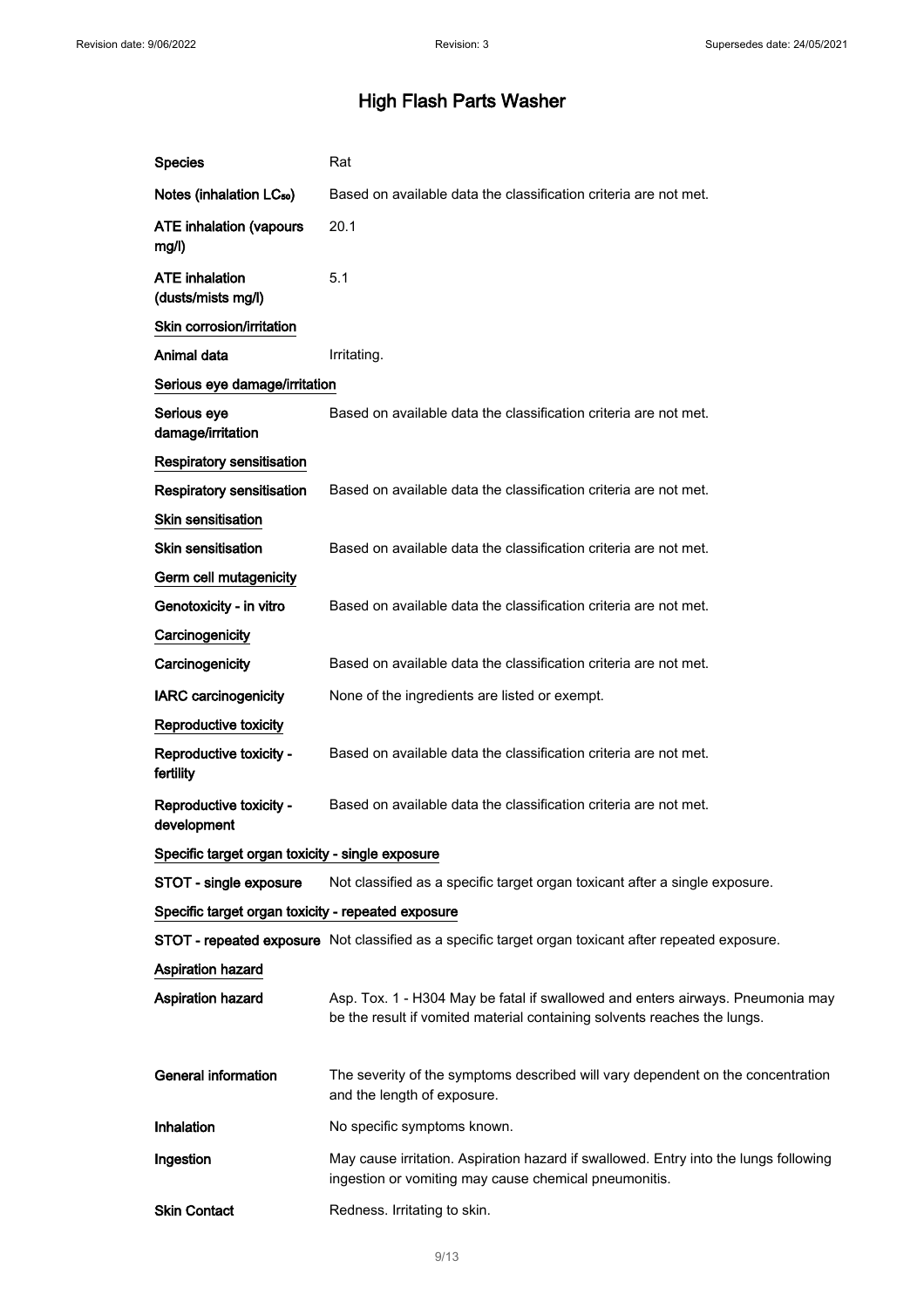| | |
|---|---|
| **Species** | Rat |
| **Notes (inhalation $LC_{50}$)** | Based on available data the classification criteria are not met. |
| **ATE inhalation (vapours mg/l)** | 20.1 |
| **ATE inhalation (dusts/mists mg/l)** | 5.1 |

**Skin corrosion/irritation**

| | |
|---|---|
| **Animal data** | Irritating. |

**Serious eye damage/irritation**

| | |
|---|---|
| **Serious eye damage/irritation** | Based on available data the classification criteria are not met. |

**Respiratory sensitisation**

| | |
|---|---|
| **Respiratory sensitisation** | Based on available data the classification criteria are not met. |

**Skin sensitisation**

| | |
|---|---|
| **Skin sensitisation** | Based on available data the classification criteria are not met. |

**Germ cell mutagenicity**

| | |
|---|---|
| **Genotoxicity - in vitro** | Based on available data the classification criteria are not met. |

**Carcinogenicity**

| | |
|---|---|
| **Carcinogenicity** | Based on available data the classification criteria are not met. |
| **IARC carcinogenicity** | None of the ingredients are listed or exempt. |

**Reproductive toxicity**

| | |
|---|---|
| **Reproductive toxicity - fertility** | Based on available data the classification criteria are not met. |
| **Reproductive toxicity - development** | Based on available data the classification criteria are not met. |

**Specific target organ toxicity - single exposure**

| | |
|---|---|
| **STOT - single exposure** | Not classified as a specific target organ toxicant after a single exposure. |

**Specific target organ toxicity - repeated exposure**

| | |
|---|---|
| **STOT - repeated exposure** | Not classified as a specific target organ toxicant after repeated exposure. |

**Aspiration hazard**

| | |
|---|---|
| **Aspiration hazard** | Asp. Tox. 1 - H304 May be fatal if swallowed and enters airways. Pneumonia may be the result if vomited material containing solvents reaches the lungs. |

| | |
|---|---|
| **General information** | The severity of the symptoms described will vary dependent on the concentration and the length of exposure. |
| **Inhalation** | No specific symptoms known. |
| **Ingestion** | May cause irritation. Aspiration hazard if swallowed. Entry into the lungs following ingestion or vomiting may cause chemical pneumonitis. |
| **Skin Contact** | Redness. Irritating to skin. |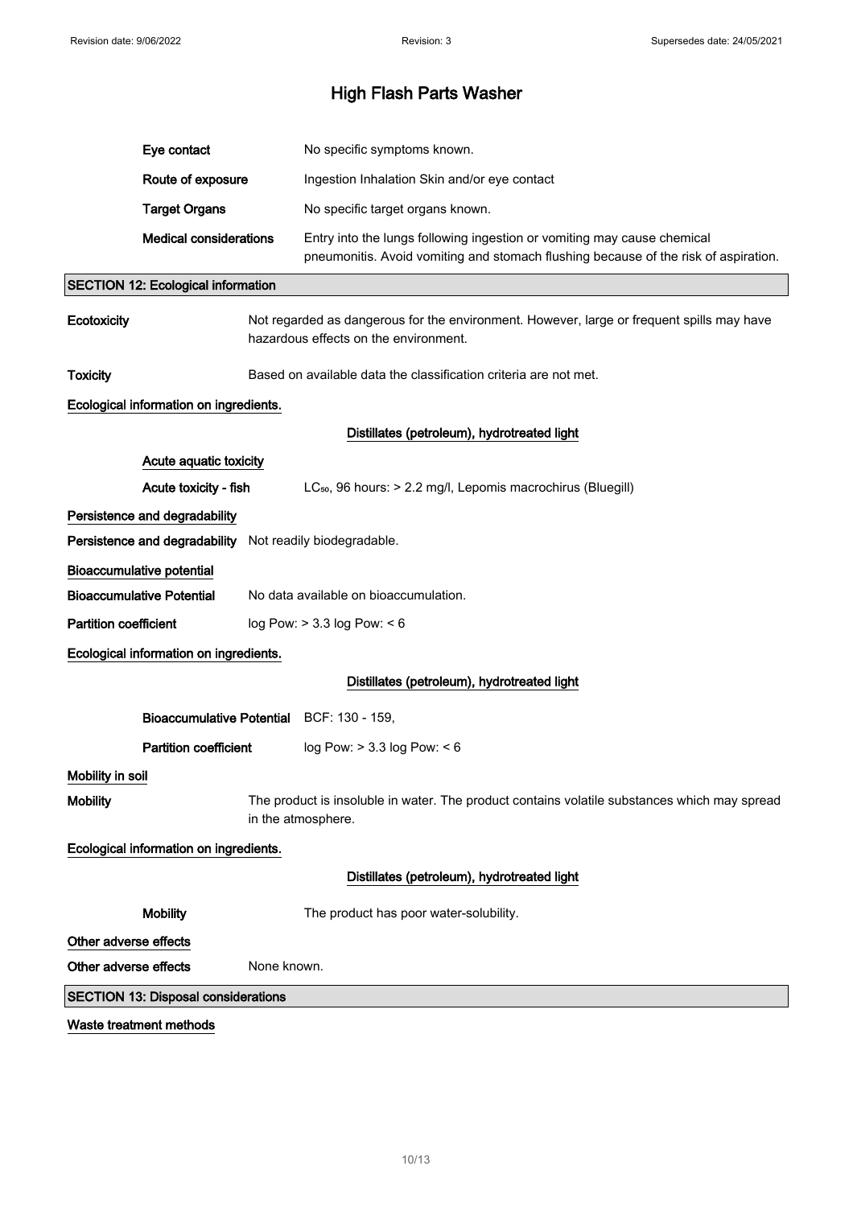**Eye contact** No specific symptoms known.

**Route of exposure** Ingestion Inhalation Skin and/or eye contact

**Target Organs** No specific target organs known.

**Medical considerations** Entry into the lungs following ingestion or vomiting may cause chemical pneumonitis. Avoid vomiting and stomach flushing because of the risk of aspiration.

## SECTION 12: Ecological information

**Ecotoxicity** Not regarded as dangerous for the environment. However, large or frequent spills may have hazardous effects on the environment.

**Toxicity** Based on available data the classification criteria are not met.

**Ecological information on ingredients.**

**Distillates (petroleum), hydrotreated light**

**Acute aquatic toxicity**

**Acute toxicity - fish** $LC_{50}$, 96 hours: > 2.2 mg/l, Lepomis macrochirus (Bluegill)

**Persistence and degradability**

**Persistence and degradability** Not readily biodegradable.

**Bioaccumulative potential**

**Bioaccumulative Potential** No data available on bioaccumulation.

**Partition coefficient** log Pow: > 3.3 log Pow: < 6

**Ecological information on ingredients.**

**Distillates (petroleum), hydrotreated light**

**Bioaccumulative Potential** BCF: 130 - 159,

**Partition coefficient** log Pow: > 3.3 log Pow: < 6

**Mobility in soil**

**Mobility** The product is insoluble in water. The product contains volatile substances which may spread in the atmosphere.

**Ecological information on ingredients.**

**Distillates (petroleum), hydrotreated light**

**Mobility** The product has poor water-solubility.

**Other adverse effects**

**Other adverse effects** None known.

## SECTION 13: Disposal considerations

**Waste treatment methods**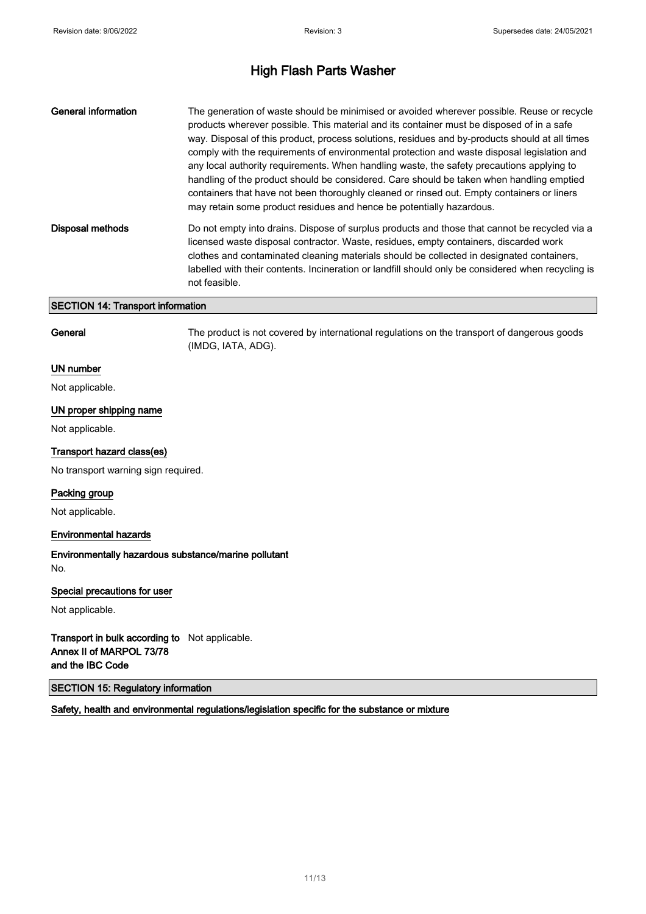**General information**

The generation of waste should be minimised or avoided wherever possible. Reuse or recycle products wherever possible. This material and its container must be disposed of in a safe way. Disposal of this product, process solutions, residues and by-products should at all times comply with the requirements of environmental protection and waste disposal legislation and any local authority requirements. When handling waste, the safety precautions applying to handling of the product should be considered. Care should be taken when handling emptied containers that have not been thoroughly cleaned or rinsed out. Empty containers or liners may retain some product residues and hence be potentially hazardous.

**Disposal methods**

Do not empty into drains. Dispose of surplus products and those that cannot be recycled via a licensed waste disposal contractor. Waste, residues, empty containers, discarded work clothes and contaminated cleaning materials should be collected in designated containers, labelled with their contents. Incineration or landfill should only be considered when recycling is not feasible.

## SECTION 14: Transport information

**General**

The product is not covered by international regulations on the transport of dangerous goods (IMDG, IATA, ADG).

### UN number

Not applicable.

### UN proper shipping name

Not applicable.

### Transport hazard class(es)

No transport warning sign required.

### Packing group

Not applicable.

### Environmental hazards

**Environmentally hazardous substance/marine pollutant**

No.

### Special precautions for user

Not applicable.

**Transport in bulk according to Annex II of MARPOL 73/78 and the IBC Code**

Not applicable.

## SECTION 15: Regulatory information

### Safety, health and environmental regulations/legislation specific for the substance or mixture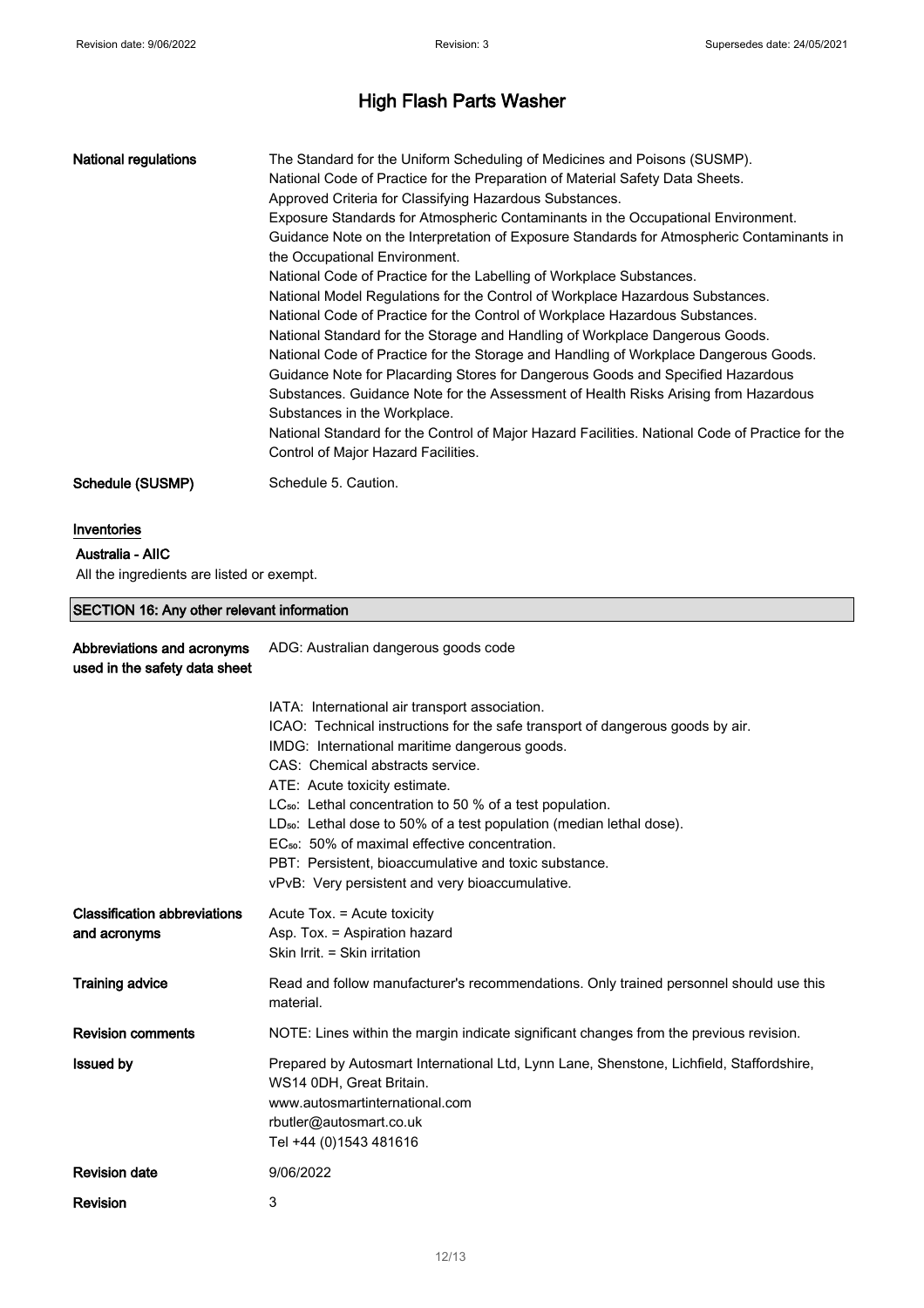# High Flash Parts Washer

| | |
|---|---|
| **National regulations** | The Standard for the Uniform Scheduling of Medicines and Poisons (SUSMP). National Code of Practice for the Preparation of Material Safety Data Sheets. Approved Criteria for Classifying Hazardous Substances. Exposure Standards for Atmospheric Contaminants in the Occupational Environment. Guidance Note on the Interpretation of Exposure Standards for Atmospheric Contaminants in the Occupational Environment. National Code of Practice for the Labelling of Workplace Substances. National Model Regulations for the Control of Workplace Hazardous Substances. National Code of Practice for the Control of Workplace Hazardous Substances. National Standard for the Storage and Handling of Workplace Dangerous Goods. National Code of Practice for the Storage and Handling of Workplace Dangerous Goods. Guidance Note for Placarding Stores for Dangerous Goods and Specified Hazardous Substances. Guidance Note for the Assessment of Health Risks Arising from Hazardous Substances in the Workplace. National Standard for the Control of Major Hazard Facilities. National Code of Practice for the Control of Major Hazard Facilities. |
| **Schedule (SUSMP)** | Schedule 5. Caution. |

**Inventories**

**Australia - AIIC**

All the ingredients are listed or exempt.

## SECTION 16: Any other relevant information

| | |
|---|---|
| **Abbreviations and acronyms used in the safety data sheet** | ADG: Australian dangerous goods code |
| | IATA: International air transport association.<br>ICAO: Technical instructions for the safe transport of dangerous goods by air.<br>IMDG: International maritime dangerous goods.<br>CAS: Chemical abstracts service.<br>ATE: Acute toxicity estimate.<br>$LC_{50}$: Lethal concentration to 50 % of a test population.<br>$LD_{50}$: Lethal dose to 50% of a test population (median lethal dose).<br>$EC_{50}$: 50% of maximal effective concentration.<br>PBT: Persistent, bioaccumulative and toxic substance.<br>vPvB: Very persistent and very bioaccumulative. |
| **Classification abbreviations and acronyms** | Acute Tox. = Acute toxicity<br>Asp. Tox. = Aspiration hazard<br>Skin Irrit. = Skin irritation |
| **Training advice** | Read and follow manufacturer's recommendations. Only trained personnel should use this material. |
| **Revision comments** | NOTE: Lines within the margin indicate significant changes from the previous revision. |
| **Issued by** | Prepared by Autosmart International Ltd, Lynn Lane, Shenstone, Lichfield, Staffordshire, WS14 0DH, Great Britain.<br>www.autosmartinternational.com<br>rbutler@autosmart.co.uk<br>Tel +44 (0)1543 481616 |
| **Revision date** | 9/06/2022 |
| **Revision** | 3 |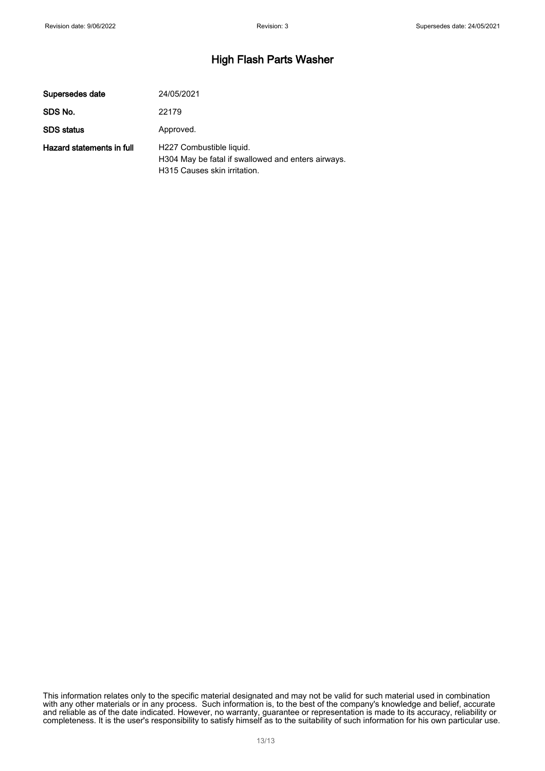# High Flash Parts Washer

| | |
|---|---|
| **Supersedes date** | 24/05/2021 |
| **SDS No.** | 22179 |
| **SDS status** | Approved. |
| **Hazard statements in full** | H227 Combustible liquid.<br>H304 May be fatal if swallowed and enters airways.<br>H315 Causes skin irritation. |

This information relates only to the specific material designated and may not be valid for such material used in combination with any other materials or in any process. Such information is, to the best of the company's knowledge and belief, accurate and reliable as of the date indicated. However, no warranty, guarantee or representation is made to its accuracy, reliability or completeness. It is the user's responsibility to satisfy himself as to the suitability of such information for his own particular use.